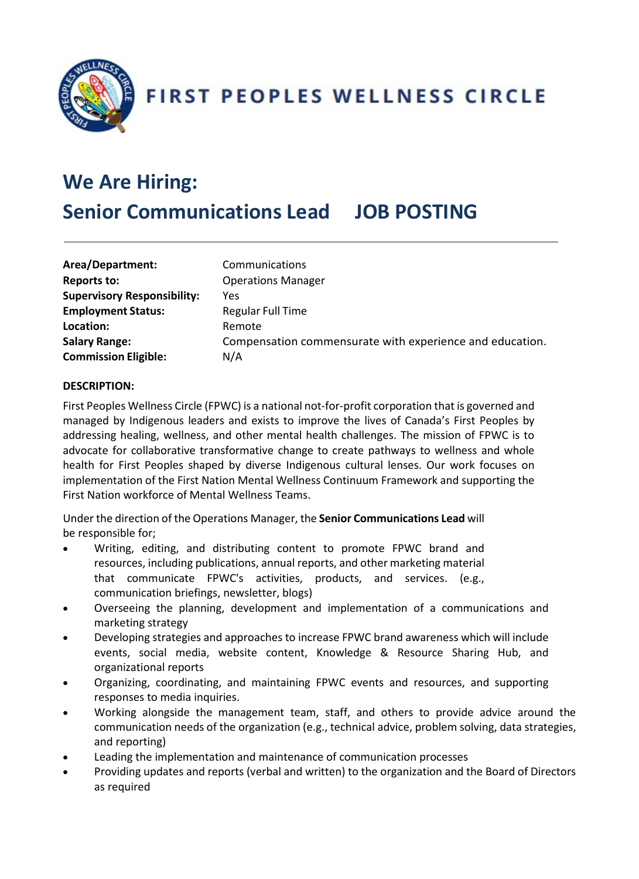FIRST PEOPLES WELLNESS CIRCLE

# We Are Hiring:

# Senior Communications Lead JOB POSTING

---

| | |
|---|---|
| **Area/Department:** | Communications |
| **Reports to:** | Operations Manager |
| **Supervisory Responsibility:** | Yes |
| **Employment Status:** | Regular Full Time |
| **Location:** | Remote |
| **Salary Range:** | Compensation commensurate with experience and education. |
| **Commission Eligible:** | N/A |

**DESCRIPTION:**

First Peoples Wellness Circle (FPWC) is a national not-for-profit corporation that is governed and managed by Indigenous leaders and exists to improve the lives of Canada's First Peoples by addressing healing, wellness, and other mental health challenges. The mission of FPWC is to advocate for collaborative transformative change to create pathways to wellness and whole health for First Peoples shaped by diverse Indigenous cultural lenses. Our work focuses on implementation of the First Nation Mental Wellness Continuum Framework and supporting the First Nation workforce of Mental Wellness Teams.

Under the direction of the Operations Manager, the **Senior Communications Lead** will be responsible for;

- Writing, editing, and distributing content to promote FPWC brand and resources, including publications, annual reports, and other marketing material that communicate FPWC's activities, products, and services. (e.g., communication briefings, newsletter, blogs)
- Overseeing the planning, development and implementation of a communications and marketing strategy
- Developing strategies and approaches to increase FPWC brand awareness which will include events, social media, website content, Knowledge & Resource Sharing Hub, and organizational reports
- Organizing, coordinating, and maintaining FPWC events and resources, and supporting responses to media inquiries.
- Working alongside the management team, staff, and others to provide advice around the communication needs of the organization (e.g., technical advice, problem solving, data strategies, and reporting)
- Leading the implementation and maintenance of communication processes
- Providing updates and reports (verbal and written) to the organization and the Board of Directors as required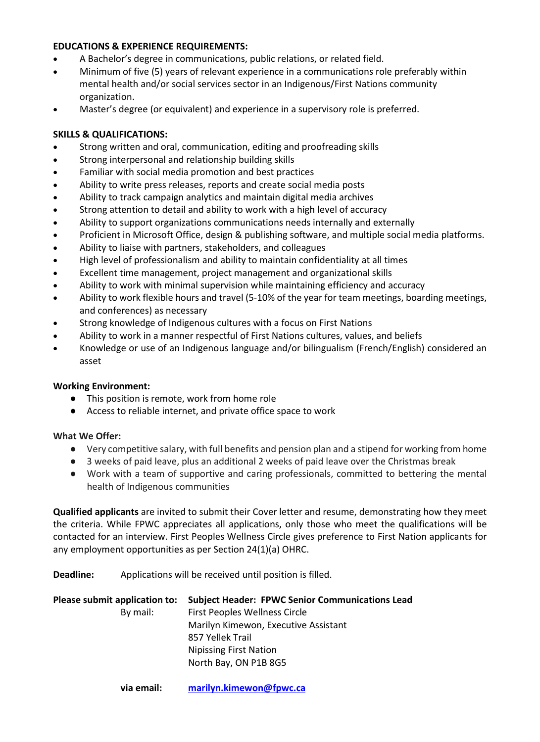**EDUCATIONS & EXPERIENCE REQUIREMENTS:**

- A Bachelor's degree in communications, public relations, or related field.
- Minimum of five (5) years of relevant experience in a communications role preferably within mental health and/or social services sector in an Indigenous/First Nations community organization.
- Master's degree (or equivalent) and experience in a supervisory role is preferred.

**SKILLS & QUALIFICATIONS:**

- Strong written and oral, communication, editing and proofreading skills
- Strong interpersonal and relationship building skills
- Familiar with social media promotion and best practices
- Ability to write press releases, reports and create social media posts
- Ability to track campaign analytics and maintain digital media archives
- Strong attention to detail and ability to work with a high level of accuracy
- Ability to support organizations communications needs internally and externally
- Proficient in Microsoft Office, design & publishing software, and multiple social media platforms.
- Ability to liaise with partners, stakeholders, and colleagues
- High level of professionalism and ability to maintain confidentiality at all times
- Excellent time management, project management and organizational skills
- Ability to work with minimal supervision while maintaining efficiency and accuracy
- Ability to work flexible hours and travel (5-10% of the year for team meetings, boarding meetings, and conferences) as necessary
- Strong knowledge of Indigenous cultures with a focus on First Nations
- Ability to work in a manner respectful of First Nations cultures, values, and beliefs
- Knowledge or use of an Indigenous language and/or bilingualism (French/English) considered an asset

**Working Environment:**

- This position is remote, work from home role
- Access to reliable internet, and private office space to work

**What We Offer:**

- Very competitive salary, with full benefits and pension plan and a stipend for working from home
- 3 weeks of paid leave, plus an additional 2 weeks of paid leave over the Christmas break
- Work with a team of supportive and caring professionals, committed to bettering the mental health of Indigenous communities

**Qualified applicants** are invited to submit their Cover letter and resume, demonstrating how they meet the criteria. While FPWC appreciates all applications, only those who meet the qualifications will be contacted for an interview. First Peoples Wellness Circle gives preference to First Nation applicants for any employment opportunities as per Section 24(1)(a) OHRC.

**Deadline:** Applications will be received until position is filled.

**Please submit application to:** **Subject Header: FPWC Senior Communications Lead**

By mail:
First Peoples Wellness Circle
Marilyn Kimewon, Executive Assistant
857 Yellek Trail
Nipissing First Nation
North Bay, ON P1B 8G5

**via email:** marilyn.kimewon@fpwc.ca